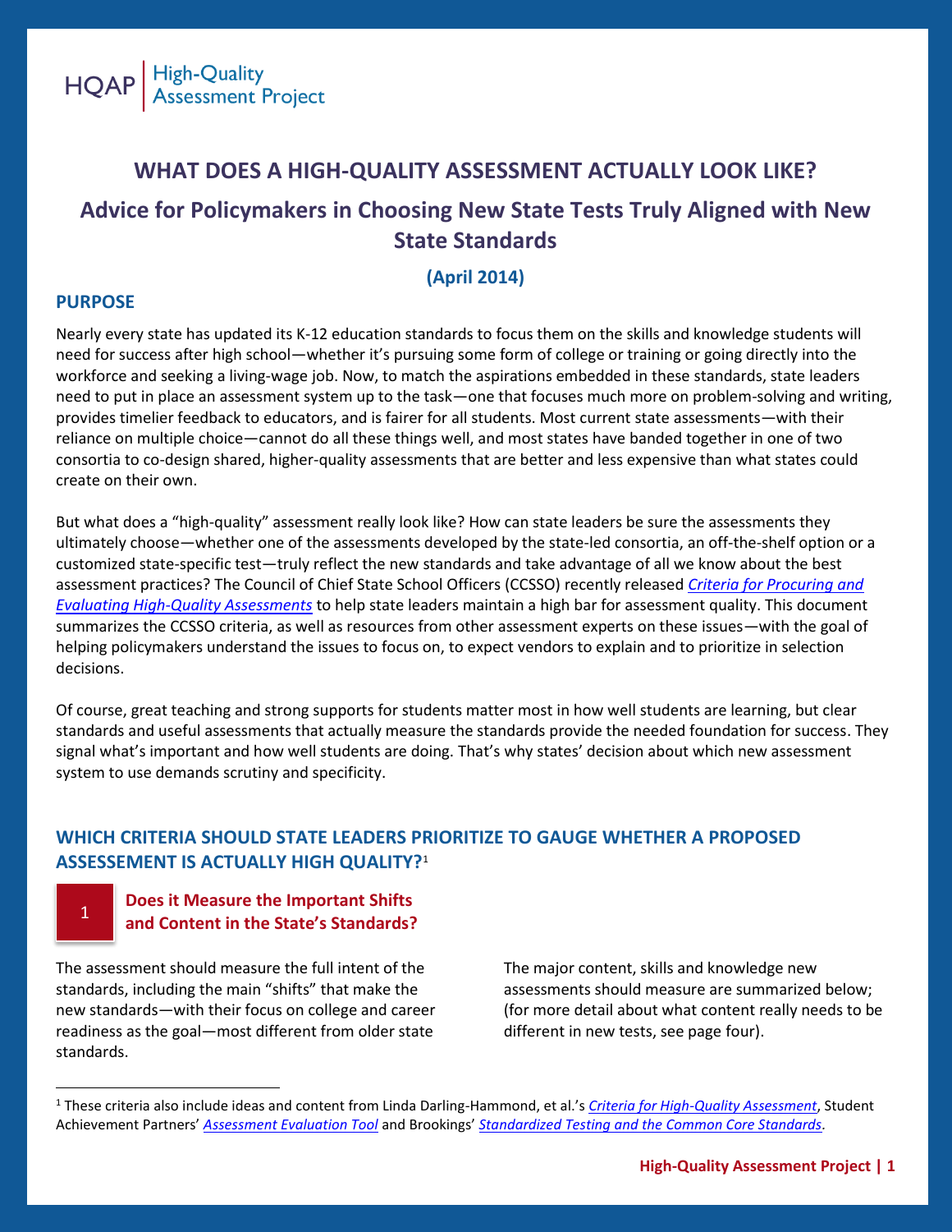HQAP | High-Quality Assessment Project

# WHAT DOES A HIGH-QUALITY ASSESSMENT ACTUALLY LOOK LIKE?

## Advice for Policymakers in Choosing New State Tests Truly Aligned with New State Standards

**(April 2014)**

### PURPOSE

Nearly every state has updated its K-12 education standards to focus them on the skills and knowledge students will need for success after high school—whether it's pursuing some form of college or training or going directly into the workforce and seeking a living-wage job. Now, to match the aspirations embedded in these standards, state leaders need to put in place an assessment system up to the task—one that focuses much more on problem-solving and writing, provides timelier feedback to educators, and is fairer for all students. Most current state assessments—with their reliance on multiple choice—cannot do all these things well, and most states have banded together in one of two consortia to co-design shared, higher-quality assessments that are better and less expensive than what states could create on their own.

But what does a "high-quality" assessment really look like? How can state leaders be sure the assessments they ultimately choose—whether one of the assessments developed by the state-led consortia, an off-the-shelf option or a customized state-specific test—truly reflect the new standards and take advantage of all we know about the best assessment practices? The Council of Chief State School Officers (CCSSO) recently released *Criteria for Procuring and Evaluating High-Quality Assessments* to help state leaders maintain a high bar for assessment quality. This document summarizes the CCSSO criteria, as well as resources from other assessment experts on these issues—with the goal of helping policymakers understand the issues to focus on, to expect vendors to explain and to prioritize in selection decisions.

Of course, great teaching and strong supports for students matter most in how well students are learning, but clear standards and useful assessments that actually measure the standards provide the needed foundation for success. They signal what's important and how well students are doing. That's why states' decision about which new assessment system to use demands scrutiny and specificity.

### WHICH CRITERIA SHOULD STATE LEADERS PRIORITIZE TO GAUGE WHETHER A PROPOSED ASSESSEMENT IS ACTUALLY HIGH QUALITY?[1]

#### 1 Does it Measure the Important Shifts and Content in the State's Standards?

The assessment should measure the full intent of the standards, including the main "shifts" that make the new standards—with their focus on college and career readiness as the goal—most different from older state standards.

The major content, skills and knowledge new assessments should measure are summarized below; (for more detail about what content really needs to be different in new tests, see page four).

---

[1] These criteria also include ideas and content from Linda Darling-Hammond, et al.'s *Criteria for High-Quality Assessment*, Student Achievement Partners' *Assessment Evaluation Tool* and Brookings' *Standardized Testing and the Common Core Standards*.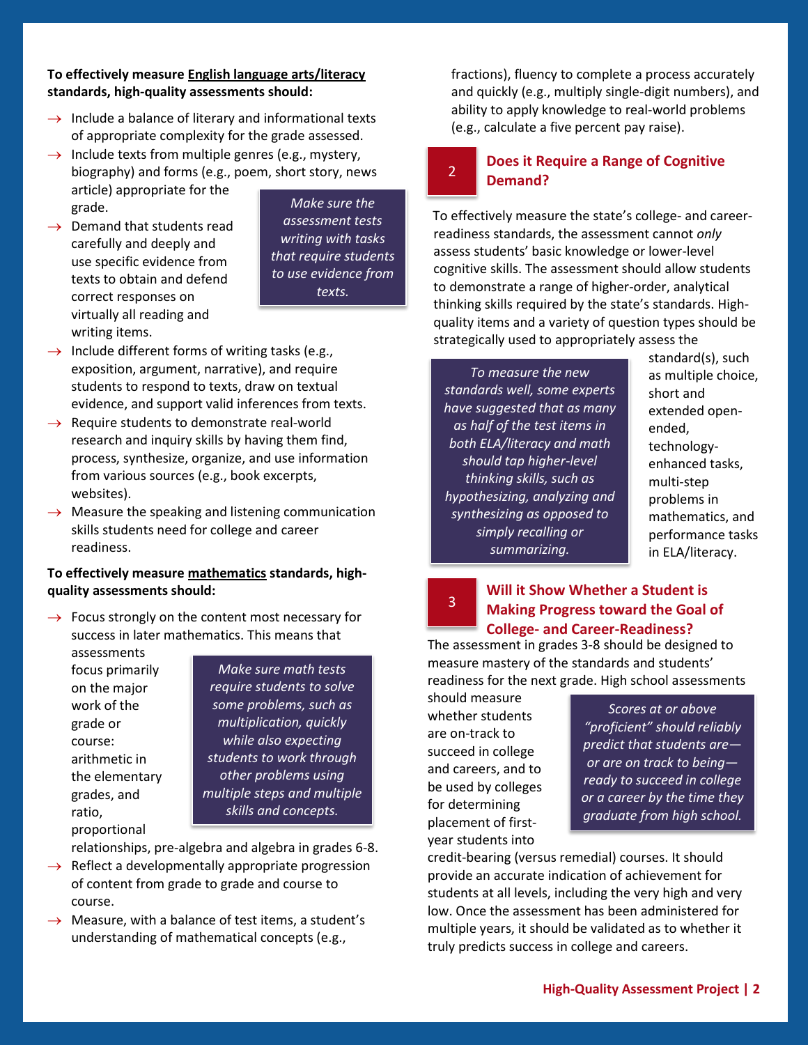**To effectively measure English language arts/literacy standards, high-quality assessments should:**

- Include a balance of literary and informational texts of appropriate complexity for the grade assessed.
- Include texts from multiple genres (e.g., mystery, biography) and forms (e.g., poem, short story, news article) appropriate for the grade.
- Demand that students read carefully and deeply and use specific evidence from texts to obtain and defend correct responses on virtually all reading and writing items.
- Include different forms of writing tasks (e.g., exposition, argument, narrative), and require students to respond to texts, draw on textual evidence, and support valid inferences from texts.
- Require students to demonstrate real-world research and inquiry skills by having them find, process, synthesize, organize, and use information from various sources (e.g., book excerpts, websites).
- Measure the speaking and listening communication skills students need for college and career readiness.

*Make sure the assessment tests writing with tasks that require students to use evidence from texts.*

**To effectively measure mathematics standards, high-quality assessments should:**

- Focus strongly on the content most necessary for success in later mathematics. This means that assessments focus primarily on the major work of the grade or course: arithmetic in the elementary grades, and ratio, proportional relationships, pre-algebra and algebra in grades 6-8.
- Reflect a developmentally appropriate progression of content from grade to grade and course to course.
- Measure, with a balance of test items, a student's understanding of mathematical concepts (e.g., fractions), fluency to complete a process accurately and quickly (e.g., multiply single-digit numbers), and ability to apply knowledge to real-world problems (e.g., calculate a five percent pay raise).

*Make sure math tests require students to solve some problems, such as multiplication, quickly while also expecting students to work through other problems using multiple steps and multiple skills and concepts.*

## 2 Does it Require a Range of Cognitive Demand?

To effectively measure the state's college- and career-readiness standards, the assessment cannot *only* assess students' basic knowledge or lower-level cognitive skills. The assessment should allow students to demonstrate a range of higher-order, analytical thinking skills required by the state's standards. High-quality items and a variety of question types should be strategically used to appropriately assess the standard(s), such as multiple choice, short and extended open-ended, technology-enhanced tasks, multi-step problems in mathematics, and performance tasks in ELA/literacy.

*To measure the new standards well, some experts have suggested that as many as half of the test items in both ELA/literacy and math should tap higher-level thinking skills, such as hypothesizing, analyzing and synthesizing as opposed to simply recalling or summarizing.*

## 3 Will it Show Whether a Student is Making Progress toward the Goal of College- and Career-Readiness?

The assessment in grades 3-8 should be designed to measure mastery of the standards and students' readiness for the next grade. High school assessments should measure whether students are on-track to succeed in college and careers, and to be used by colleges for determining placement of first-year students into credit-bearing (versus remedial) courses. It should provide an accurate indication of achievement for students at all levels, including the very high and very low. Once the assessment has been administered for multiple years, it should be validated as to whether it truly predicts success in college and careers.

*Scores at or above "proficient" should reliably predict that students are—or are on track to being—ready to succeed in college or a career by the time they graduate from high school.*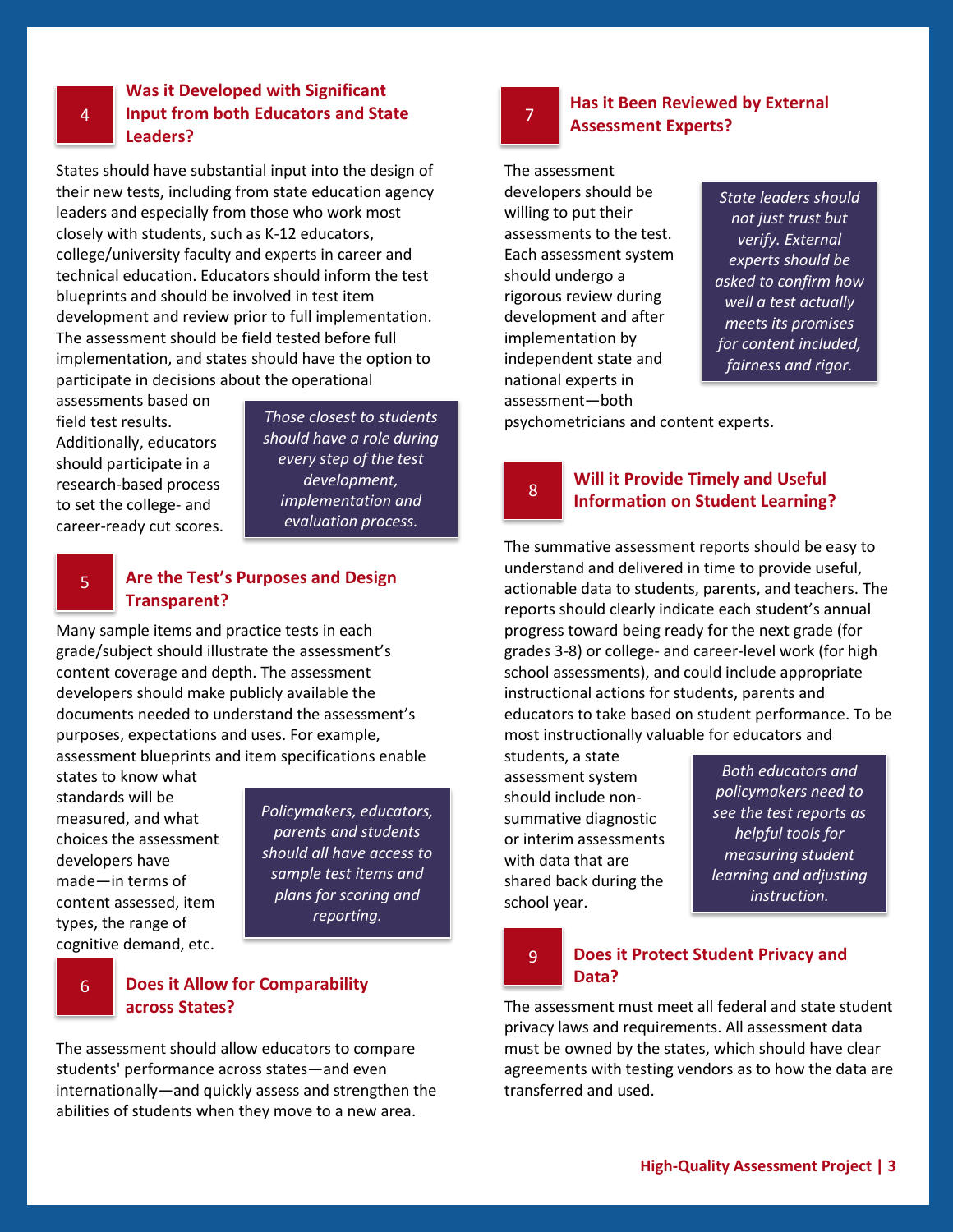## 4 Was it Developed with Significant Input from both Educators and State Leaders?

States should have substantial input into the design of their new tests, including from state education agency leaders and especially from those who work most closely with students, such as K-12 educators, college/university faculty and experts in career and technical education. Educators should inform the test blueprints and should be involved in test item development and review prior to full implementation. The assessment should be field tested before full implementation, and states should have the option to participate in decisions about the operational assessments based on field test results. Additionally, educators should participate in a research-based process to set the college- and career-ready cut scores.

> *Those closest to students should have a role during every step of the test development, implementation and evaluation process.*

## 5 Are the Test's Purposes and Design Transparent?

Many sample items and practice tests in each grade/subject should illustrate the assessment's content coverage and depth. The assessment developers should make publicly available the documents needed to understand the assessment's purposes, expectations and uses. For example, assessment blueprints and item specifications enable states to know what standards will be measured, and what choices the assessment developers have made—in terms of content assessed, item types, the range of cognitive demand, etc.

> *Policymakers, educators, parents and students should all have access to sample test items and plans for scoring and reporting.*

## 6 Does it Allow for Comparability across States?

The assessment should allow educators to compare students' performance across states—and even internationally—and quickly assess and strengthen the abilities of students when they move to a new area.

## 7 Has it Been Reviewed by External Assessment Experts?

The assessment developers should be willing to put their assessments to the test. Each assessment system should undergo a rigorous review during development and after implementation by independent state and national experts in assessment—both psychometricians and content experts.

> *State leaders should not just trust but verify. External experts should be asked to confirm how well a test actually meets its promises for content included, fairness and rigor.*

## 8 Will it Provide Timely and Useful Information on Student Learning?

The summative assessment reports should be easy to understand and delivered in time to provide useful, actionable data to students, parents, and teachers. The reports should clearly indicate each student's annual progress toward being ready for the next grade (for grades 3-8) or college- and career-level work (for high school assessments), and could include appropriate instructional actions for students, parents and educators to take based on student performance. To be most instructionally valuable for educators and students, a state assessment system should include non-summative diagnostic or interim assessments with data that are shared back during the school year.

> *Both educators and policymakers need to see the test reports as helpful tools for measuring student learning and adjusting instruction.*

## 9 Does it Protect Student Privacy and Data?

The assessment must meet all federal and state student privacy laws and requirements. All assessment data must be owned by the states, which should have clear agreements with testing vendors as to how the data are transferred and used.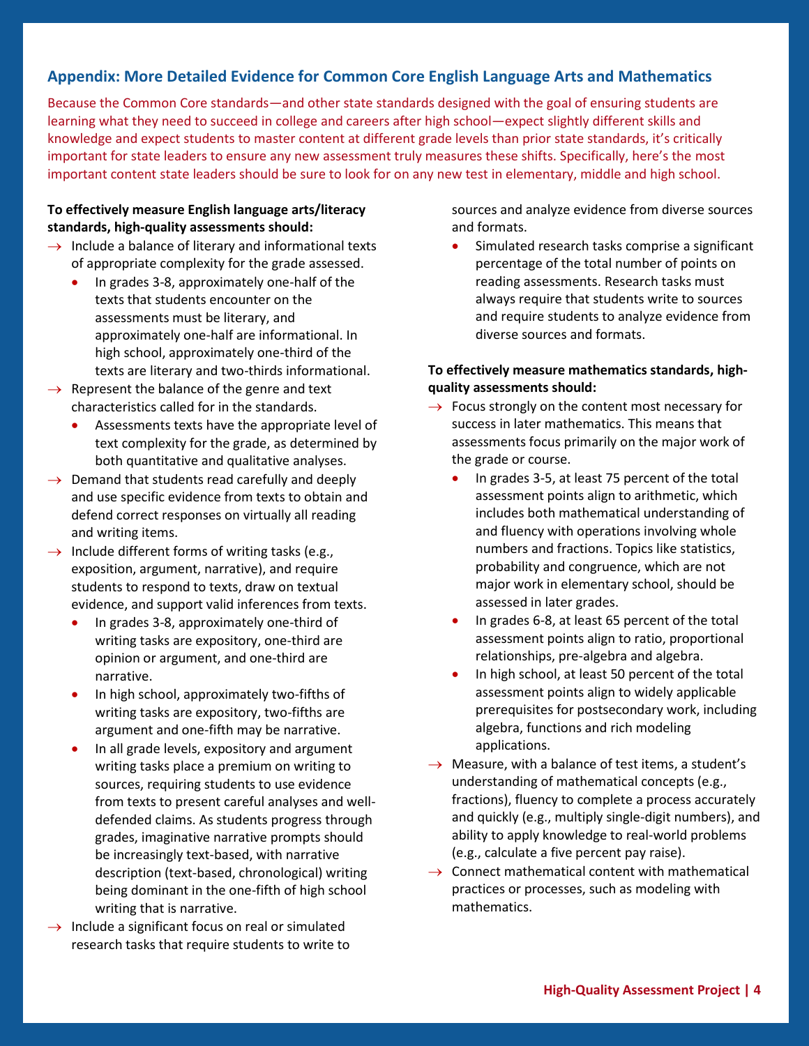## Appendix: More Detailed Evidence for Common Core English Language Arts and Mathematics

Because the Common Core standards—and other state standards designed with the goal of ensuring students are learning what they need to succeed in college and careers after high school—expect slightly different skills and knowledge and expect students to master content at different grade levels than prior state standards, it's critically important for state leaders to ensure any new assessment truly measures these shifts. Specifically, here's the most important content state leaders should be sure to look for on any new test in elementary, middle and high school.

**To effectively measure English language arts/literacy standards, high-quality assessments should:**

- → Include a balance of literary and informational texts of appropriate complexity for the grade assessed.
  - In grades 3-8, approximately one-half of the texts that students encounter on the assessments must be literary, and approximately one-half are informational. In high school, approximately one-third of the texts are literary and two-thirds informational.
- → Represent the balance of the genre and text characteristics called for in the standards.
  - Assessments texts have the appropriate level of text complexity for the grade, as determined by both quantitative and qualitative analyses.
- → Demand that students read carefully and deeply and use specific evidence from texts to obtain and defend correct responses on virtually all reading and writing items.
- → Include different forms of writing tasks (e.g., exposition, argument, narrative), and require students to respond to texts, draw on textual evidence, and support valid inferences from texts.
  - In grades 3-8, approximately one-third of writing tasks are expository, one-third are opinion or argument, and one-third are narrative.
  - In high school, approximately two-fifths of writing tasks are expository, two-fifths are argument and one-fifth may be narrative.
  - In all grade levels, expository and argument writing tasks place a premium on writing to sources, requiring students to use evidence from texts to present careful analyses and well-defended claims. As students progress through grades, imaginative narrative prompts should be increasingly text-based, with narrative description (text-based, chronological) writing being dominant in the one-fifth of high school writing that is narrative.
- → Include a significant focus on real or simulated research tasks that require students to write to sources and analyze evidence from diverse sources and formats.
  - Simulated research tasks comprise a significant percentage of the total number of points on reading assessments. Research tasks must always require that students write to sources and require students to analyze evidence from diverse sources and formats.

**To effectively measure mathematics standards, high-quality assessments should:**

- → Focus strongly on the content most necessary for success in later mathematics. This means that assessments focus primarily on the major work of the grade or course.
  - In grades 3-5, at least 75 percent of the total assessment points align to arithmetic, which includes both mathematical understanding of and fluency with operations involving whole numbers and fractions. Topics like statistics, probability and congruence, which are not major work in elementary school, should be assessed in later grades.
  - In grades 6-8, at least 65 percent of the total assessment points align to ratio, proportional relationships, pre-algebra and algebra.
  - In high school, at least 50 percent of the total assessment points align to widely applicable prerequisites for postsecondary work, including algebra, functions and rich modeling applications.
- → Measure, with a balance of test items, a student's understanding of mathematical concepts (e.g., fractions), fluency to complete a process accurately and quickly (e.g., multiply single-digit numbers), and ability to apply knowledge to real-world problems (e.g., calculate a five percent pay raise).
- → Connect mathematical content with mathematical practices or processes, such as modeling with mathematics.